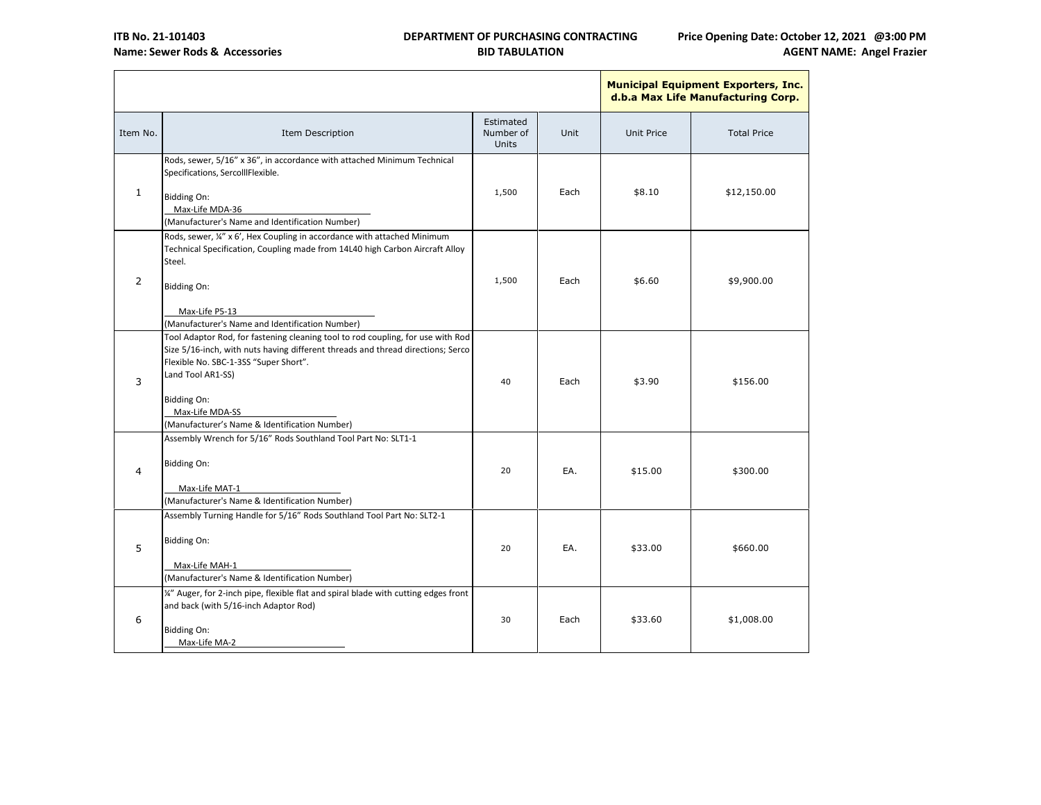**ITB No. 21-101403**
**Name: Sewer Rods & Accessories**

**DEPARTMENT OF PURCHASING CONTRACTING**
**BID TABULATION**

**Price Opening Date: October 12, 2021 @3:00 PM**
**AGENT NAME: Angel Frazier**

| | | | | **Municipal Equipment Exporters, Inc. d.b.a Max Life Manufacturing Corp.** | |
|---|---|---|---|---|---|
| Item No. | Item Description | Estimated Number of Units | Unit | Unit Price | Total Price |
| 1 | Rods, sewer, 5/16" x 36", in accordance with attached Minimum Technical Specifications, SercolllFlexible.<br><br>Bidding On:<br>Max-Life MDA-36<br>(Manufacturer's Name and Identification Number) | 1,500 | Each | $8.10 | $12,150.00 |
| 2 | Rods, sewer, ¼" x 6', Hex Coupling in accordance with attached Minimum Technical Specification, Coupling made from 14L40 high Carbon Aircraft Alloy Steel.<br><br>Bidding On:<br><br>Max-Life P5-13<br>(Manufacturer's Name and Identification Number) | 1,500 | Each | $6.60 | $9,900.00 |
| 3 | Tool Adaptor Rod, for fastening cleaning tool to rod coupling, for use with Rod Size 5/16-inch, with nuts having different threads and thread directions; Serco Flexible No. SBC-1-3SS "Super Short".<br>Land Tool AR1-SS)<br><br>Bidding On:<br>Max-Life MDA-SS<br>(Manufacturer's Name & Identification Number) | 40 | Each | $3.90 | $156.00 |
| 4 | Assembly Wrench for 5/16" Rods Southland Tool Part No: SLT1-1<br><br>Bidding On:<br><br>Max-Life MAT-1<br>(Manufacturer's Name & Identification Number) | 20 | EA. | $15.00 | $300.00 |
| 5 | Assembly Turning Handle for 5/16" Rods Southland Tool Part No: SLT2-1<br><br>Bidding On:<br><br>Max-Life MAH-1<br>(Manufacturer's Name & Identification Number) | 20 | EA. | $33.00 | $660.00 |
| 6 | ¼" Auger, for 2-inch pipe, flexible flat and spiral blade with cutting edges front and back (with 5/16-inch Adaptor Rod)<br><br>Bidding On:<br>Max-Life MA-2 | 30 | Each | $33.60 | $1,008.00 |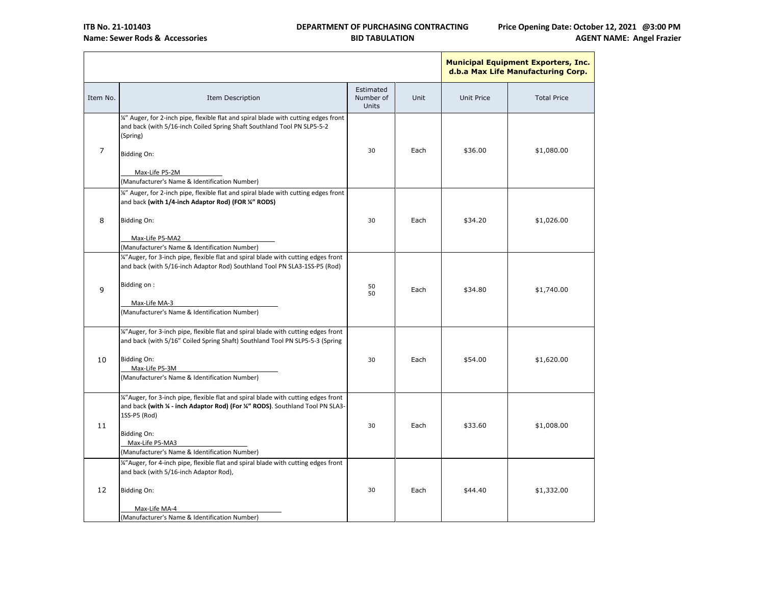| | | | | Municipal Equipment Exporters, Inc. d.b.a Max Life Manufacturing Corp. | |
|---|---|---|---|---|---|
| Item No. | Item Description | Estimated Number of Units | Unit | Unit Price | Total Price |
| 7 | ¼" Auger, for 2-inch pipe, flexible flat and spiral blade with cutting edges front and back (with 5/16-inch Coiled Spring Shaft Southland Tool PN SLP5-5-2 (Spring)<br><br>Bidding On:<br><br>Max-Life P5-2M<br>(Manufacturer's Name & Identification Number) | 30 | Each | $36.00 | $1,080.00 |
| 8 | ¼" Auger, for 2-inch pipe, flexible flat and spiral blade with cutting edges front and back **(with 1/4-inch Adaptor Rod) (FOR ¼" RODS)**<br><br>Bidding On:<br><br>Max-Life P5-MA2<br>(Manufacturer's Name & Identification Number) | 30 | Each | $34.20 | $1,026.00 |
| 9 | ¼"Auger, for 3-inch pipe, flexible flat and spiral blade with cutting edges front and back (with 5/16-inch Adaptor Rod) Southland Tool PN SLA3-1SS-P5 (Rod)<br><br>Bidding on :<br><br>Max-Life MA-3<br>(Manufacturer's Name & Identification Number) | 50<br>50 | Each | $34.80 | $1,740.00 |
| 10 | ¼"Auger, for 3-inch pipe, flexible flat and spiral blade with cutting edges front and back (with 5/16" Coiled Spring Shaft) Southland Tool PN SLP5-5-3 (Spring<br><br>Bidding On:<br>Max-Life P5-3M<br>(Manufacturer's Name & Identification Number) | 30 | Each | $54.00 | $1,620.00 |
| 11 | ¼"Auger, for 3-inch pipe, flexible flat and spiral blade with cutting edges front and back **(with ¼ - inch Adaptor Rod) (For ¼" RODS)**. Southland Tool PN SLA3-1SS-P5 (Rod)<br><br>Bidding On:<br>Max-Life P5-MA3<br>(Manufacturer's Name & Identification Number) | 30 | Each | $33.60 | $1,008.00 |
| 12 | ¼"Auger, for 4-inch pipe, flexible flat and spiral blade with cutting edges front and back (with 5/16-inch Adaptor Rod),<br><br>Bidding On:<br><br>Max-Life MA-4<br>(Manufacturer's Name & Identification Number) | 30 | Each | $44.40 | $1,332.00 |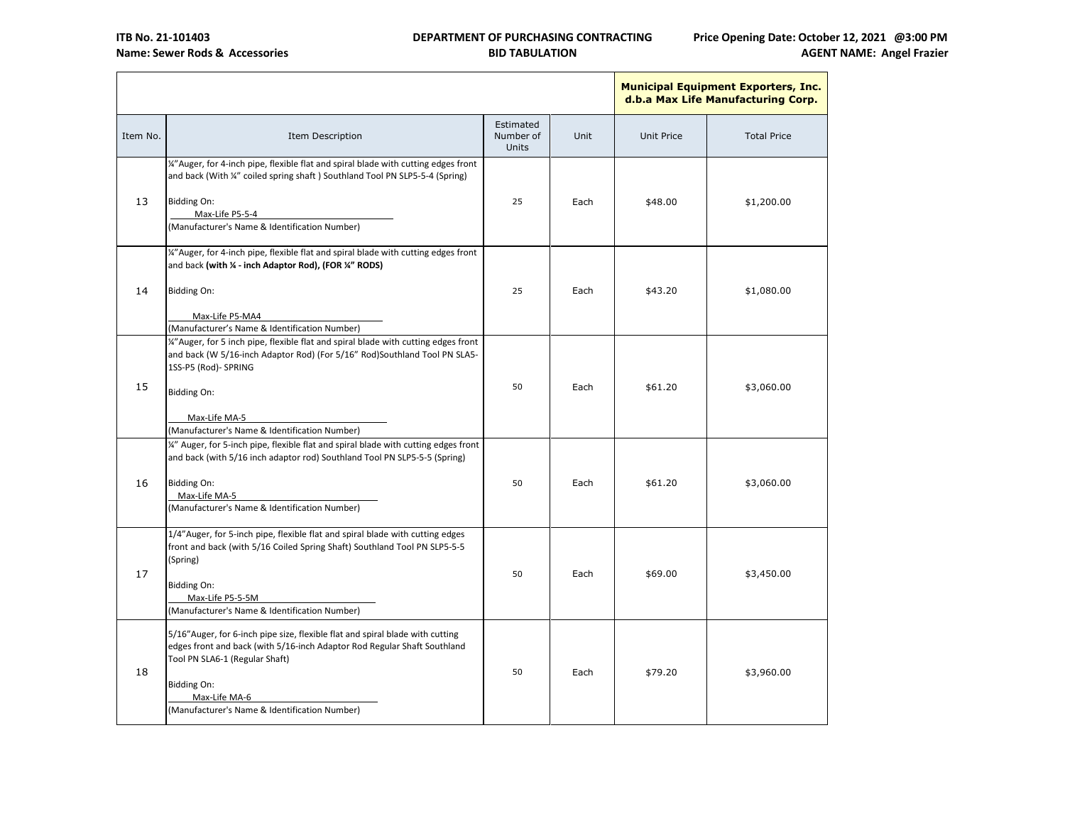**ITB No. 21-101403**
**Name: Sewer Rods & Accessories**

**DEPARTMENT OF PURCHASING CONTRACTING**
**BID TABULATION**

**Price Opening Date: October 12, 2021 @3:00 PM**
**AGENT NAME: Angel Frazier**

| | | | | **Municipal Equipment Exporters, Inc. d.b.a Max Life Manufacturing Corp.** | |
|---|---|---|---|---|---|
| Item No. | Item Description | Estimated Number of Units | Unit | Unit Price | Total Price |
| 13 | ¼"Auger, for 4-inch pipe, flexible flat and spiral blade with cutting edges front and back (With ¼" coiled spring shaft ) Southland Tool PN SLP5-5-4 (Spring)<br><br>Bidding On:<br>Max-Life P5-5-4<br>(Manufacturer's Name & Identification Number) | 25 | Each | $48.00 | $1,200.00 |
| 14 | ¼"Auger, for 4-inch pipe, flexible flat and spiral blade with cutting edges front and back **(with ¼ - inch Adaptor Rod), (FOR ¼" RODS)**<br><br>Bidding On:<br>Max-Life P5-MA4<br>(Manufacturer's Name & Identification Number) | 25 | Each | $43.20 | $1,080.00 |
| 15 | ¼"Auger, for 5 inch pipe, flexible flat and spiral blade with cutting edges front and back (W 5/16-inch Adaptor Rod) (For 5/16" Rod)Southland Tool PN SLA5-1SS-P5 (Rod)- SPRING<br><br>Bidding On:<br>Max-Life MA-5<br>(Manufacturer's Name & Identification Number) | 50 | Each | $61.20 | $3,060.00 |
| 16 | ¼" Auger, for 5-inch pipe, flexible flat and spiral blade with cutting edges front and back (with 5/16 inch adaptor rod) Southland Tool PN SLP5-5-5 (Spring)<br><br>Bidding On:<br>Max-Life MA-5<br>(Manufacturer's Name & Identification Number) | 50 | Each | $61.20 | $3,060.00 |
| 17 | 1/4"Auger, for 5-inch pipe, flexible flat and spiral blade with cutting edges front and back (with 5/16 Coiled Spring Shaft) Southland Tool PN SLP5-5-5 (Spring)<br><br>Bidding On:<br>Max-Life P5-5-5M<br>(Manufacturer's Name & Identification Number) | 50 | Each | $69.00 | $3,450.00 |
| 18 | 5/16"Auger, for 6-inch pipe size, flexible flat and spiral blade with cutting edges front and back (with 5/16-inch Adaptor Rod Regular Shaft Southland Tool PN SLA6-1 (Regular Shaft)<br><br>Bidding On:<br>Max-Life MA-6<br>(Manufacturer's Name & Identification Number) | 50 | Each | $79.20 | $3,960.00 |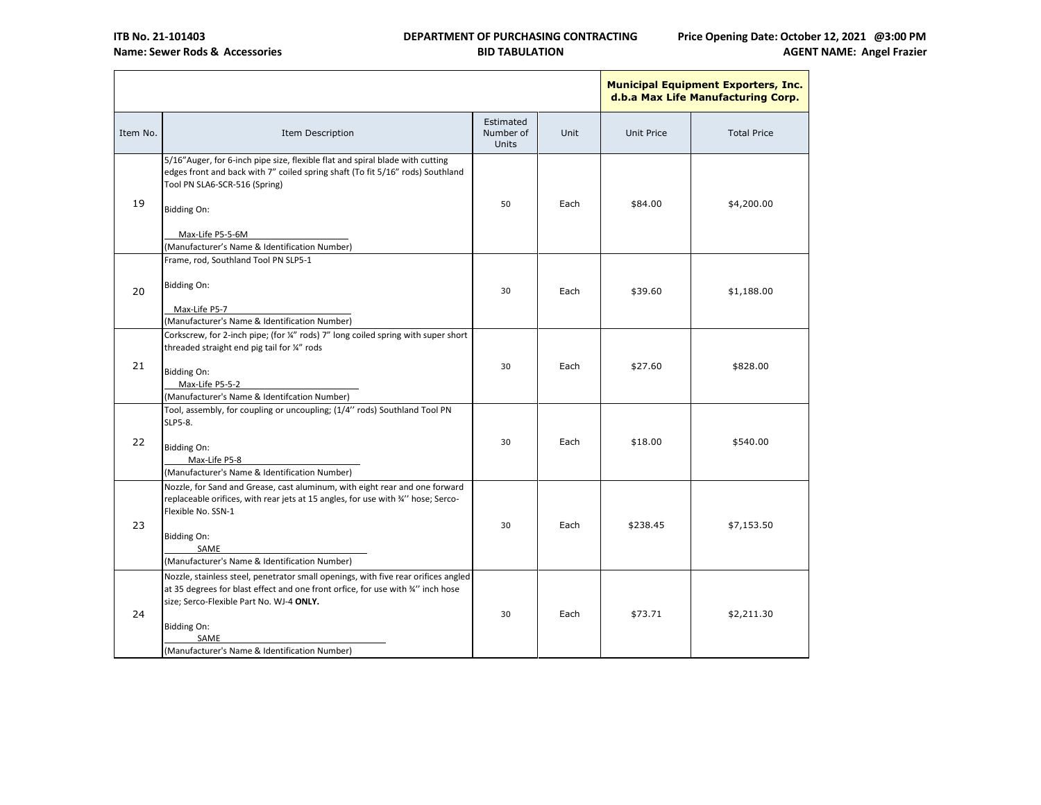**ITB No. 21-101403**
**Name: Sewer Rods & Accessories**

**DEPARTMENT OF PURCHASING CONTRACTING**
**BID TABULATION**

**Price Opening Date: October 12, 2021 @3:00 PM**
**AGENT NAME: Angel Frazier**

| | | | | **Municipal Equipment Exporters, Inc. d.b.a Max Life Manufacturing Corp.** | |
|---|---|---|---|---|---|
| Item No. | Item Description | Estimated Number of Units | Unit | Unit Price | Total Price |
| 19 | 5/16"Auger, for 6-inch pipe size, flexible flat and spiral blade with cutting edges front and back with 7" coiled spring shaft (To fit 5/16" rods) Southland Tool PN SLA6-SCR-516 (Spring)<br><br>Bidding On:<br><br>Max-Life P5-5-6M<br>(Manufacturer's Name & Identification Number) | 50 | Each | $84.00 | $4,200.00 |
| 20 | Frame, rod, Southland Tool PN SLP5-1<br><br>Bidding On:<br><br>Max-Life P5-7<br>(Manufacturer's Name & Identification Number) | 30 | Each | $39.60 | $1,188.00 |
| 21 | Corkscrew, for 2-inch pipe; (for ¼" rods) 7" long coiled spring with super short threaded straight end pig tail for ¼" rods<br><br>Bidding On:<br>Max-Life P5-5-2<br>(Manufacturer's Name & Identifcation Number) | 30 | Each | $27.60 | $828.00 |
| 22 | Tool, assembly, for coupling or uncoupling; (1/4'' rods) Southland Tool PN SLP5-8.<br><br>Bidding On:<br>Max-Life P5-8<br>(Manufacturer's Name & Identification Number) | 30 | Each | $18.00 | $540.00 |
| 23 | Nozzle, for Sand and Grease, cast aluminum, with eight rear and one forward replaceable orifices, with rear jets at 15 angles, for use with ¾'' hose; Serco-Flexible No. SSN-1<br><br>Bidding On:<br>SAME<br>(Manufacturer's Name & Identification Number) | 30 | Each | $238.45 | $7,153.50 |
| 24 | Nozzle, stainless steel, penetrator small openings, with five rear orifices angled at 35 degrees for blast effect and one front orfice, for use with ¾'' inch hose size; Serco-Flexible Part No. WJ-4 **ONLY.**<br><br>Bidding On:<br>SAME<br>(Manufacturer's Name & Identification Number) | 30 | Each | $73.71 | $2,211.30 |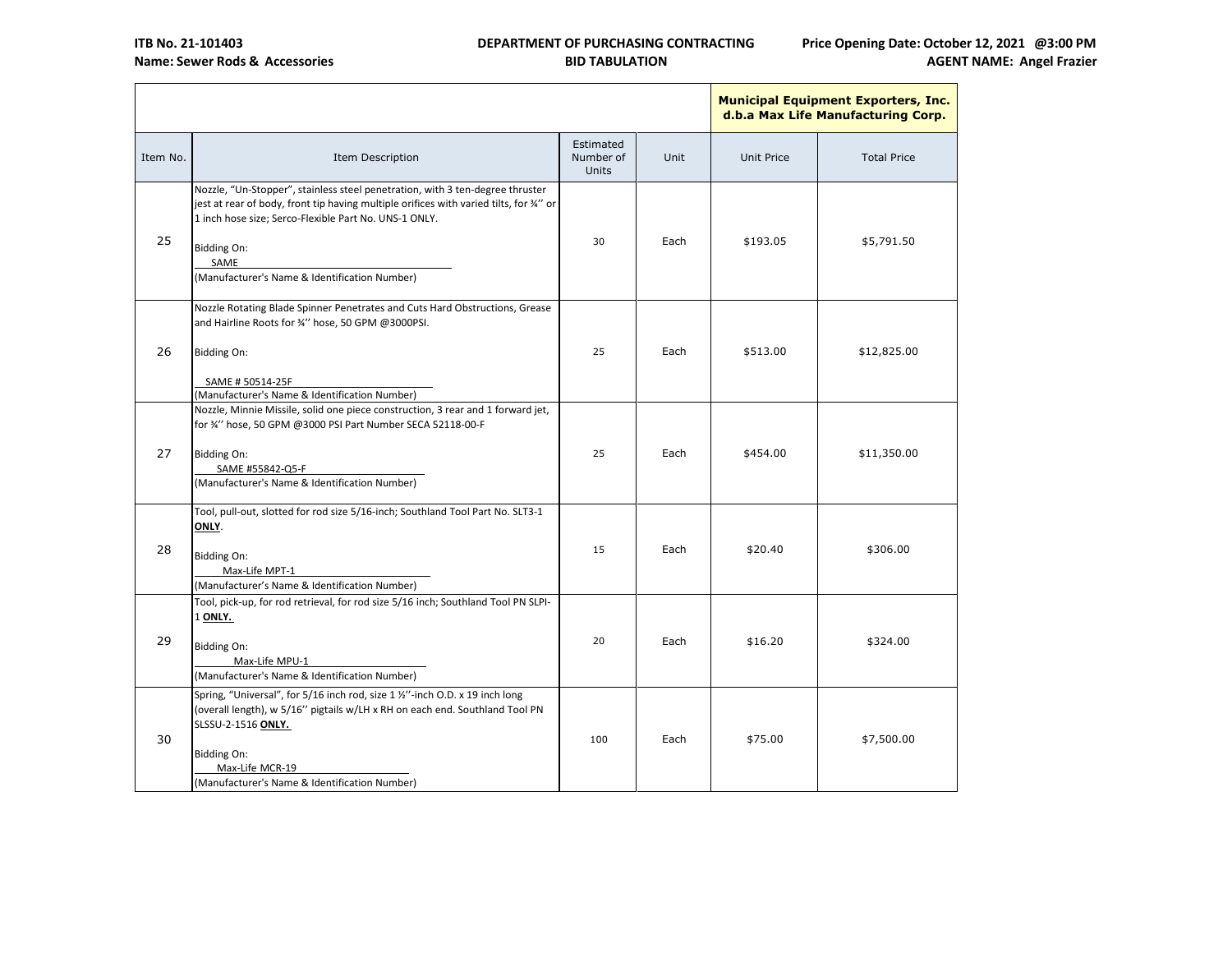ITB No. 21-101403
Name: Sewer Rods & Accessories

DEPARTMENT OF PURCHASING CONTRACTING
BID TABULATION

Price Opening Date: October 12, 2021 @3:00 PM
AGENT NAME: Angel Frazier

| | | | | Municipal Equipment Exporters, Inc. d.b.a Max Life Manufacturing Corp. | |
|---|---|---|---|---|---|
| Item No. | Item Description | Estimated Number of Units | Unit | Unit Price | Total Price |
| 25 | Nozzle, "Un-Stopper", stainless steel penetration, with 3 ten-degree thruster jest at rear of body, front tip having multiple orifices with varied tilts, for ¾'' or 1 inch hose size; Serco-Flexible Part No. UNS-1 ONLY.<br><br>Bidding On:<br>SAME<br>(Manufacturer's Name & Identification Number) | 30 | Each | $193.05 | $5,791.50 |
| 26 | Nozzle Rotating Blade Spinner Penetrates and Cuts Hard Obstructions, Grease and Hairline Roots for ¾'' hose, 50 GPM @3000PSI.<br><br>Bidding On:<br>SAME # 50514-25F<br>(Manufacturer's Name & Identification Number) | 25 | Each | $513.00 | $12,825.00 |
| 27 | Nozzle, Minnie Missile, solid one piece construction, 3 rear and 1 forward jet, for ¾'' hose, 50 GPM @3000 PSI Part Number SECA 52118-00-F<br><br>Bidding On:<br>SAME #55842-Q5-F<br>(Manufacturer's Name & Identification Number) | 25 | Each | $454.00 | $11,350.00 |
| 28 | Tool, pull-out, slotted for rod size 5/16-inch; Southland Tool Part No. SLT3-1 **ONLY**.<br><br>Bidding On:<br>Max-Life MPT-1<br>(Manufacturer's Name & Identification Number) | 15 | Each | $20.40 | $306.00 |
| 29 | Tool, pick-up, for rod retrieval, for rod size 5/16 inch; Southland Tool PN SLPI-1 **ONLY.**<br><br>Bidding On:<br>Max-Life MPU-1<br>(Manufacturer's Name & Identification Number) | 20 | Each | $16.20 | $324.00 |
| 30 | Spring, "Universal", for 5/16 inch rod, size 1 ½''-inch O.D. x 19 inch long (overall length), w 5/16'' pigtails w/LH x RH on each end. Southland Tool PN SLSSU-2-1516 **ONLY.**<br><br>Bidding On:<br>Max-Life MCR-19<br>(Manufacturer's Name & Identification Number) | 100 | Each | $75.00 | $7,500.00 |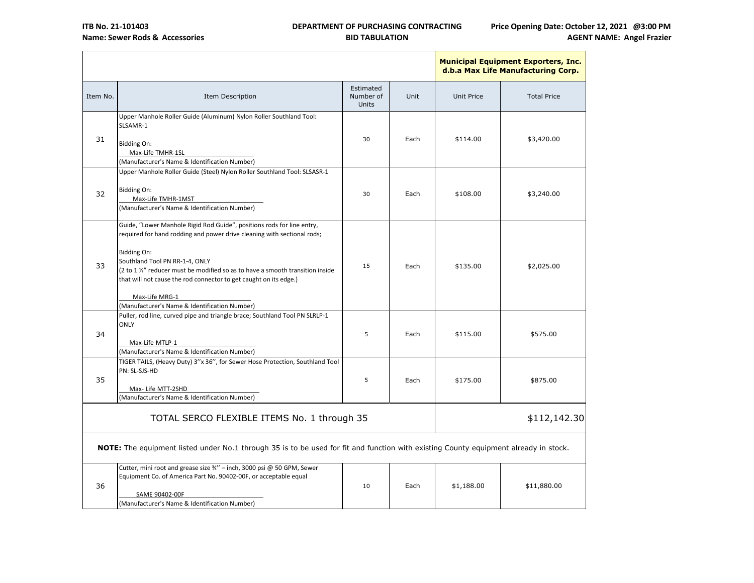| | | | | Municipal Equipment Exporters, Inc. d.b.a Max Life Manufacturing Corp. | |
|---|---|---|---|---|---|
| Item No. | Item Description | Estimated Number of Units | Unit | Unit Price | Total Price |
| 31 | Upper Manhole Roller Guide (Aluminum) Nylon Roller Southland Tool: SLSAMR-1<br><br>Bidding On:<br>Max-Life TMHR-1SL<br>(Manufacturer's Name & Identification Number) | 30 | Each | $114.00 | $3,420.00 |
| 32 | Upper Manhole Roller Guide (Steel) Nylon Roller Southland Tool: SLSASR-1<br><br>Bidding On:<br>Max-Life TMHR-1MST<br>(Manufacturer's Name & Identification Number) | 30 | Each | $108.00 | $3,240.00 |
| 33 | Guide, "Lower Manhole Rigid Rod Guide", positions rods for line entry, required for hand rodding and power drive cleaning with sectional rods;<br><br>Bidding On:<br>Southland Tool PN RR-1-4, ONLY<br>(2 to 1 ½" reducer must be modified so as to have a smooth transition inside that will not cause the rod connector to get caught on its edge.)<br><br>Max-Life MRG-1<br>(Manufacturer's Name & Identification Number) | 15 | Each | $135.00 | $2,025.00 |
| 34 | Puller, rod line, curved pipe and triangle brace; Southland Tool PN SLRLP-1 ONLY<br><br>Max-Life MTLP-1<br>(Manufacturer's Name & Identification Number) | 5 | Each | $115.00 | $575.00 |
| 35 | TIGER TAILS, (Heavy Duty) 3''x 36'', for Sewer Hose Protection, Southland Tool PN: SL-SJS-HD<br><br>Max- Life MTT-2SHD<br>(Manufacturer's Name & Identification Number) | 5 | Each | $175.00 | $875.00 |
| TOTAL SERCO FLEXIBLE ITEMS No. 1 through 35 | | | | | $112,142.30 |
| **NOTE:** The equipment listed under No.1 through 35 is to be used for fit and function with existing County equipment already in stock. | | | | | |
| 36 | Cutter, mini root and grease size ¾'' – inch, 3000 psi @ 50 GPM, Sewer Equipment Co. of America Part No. 90402-00F, or acceptable equal<br><br>SAME 90402-00F<br>(Manufacturer's Name & Identification Number) | 10 | Each | $1,188.00 | $11,880.00 |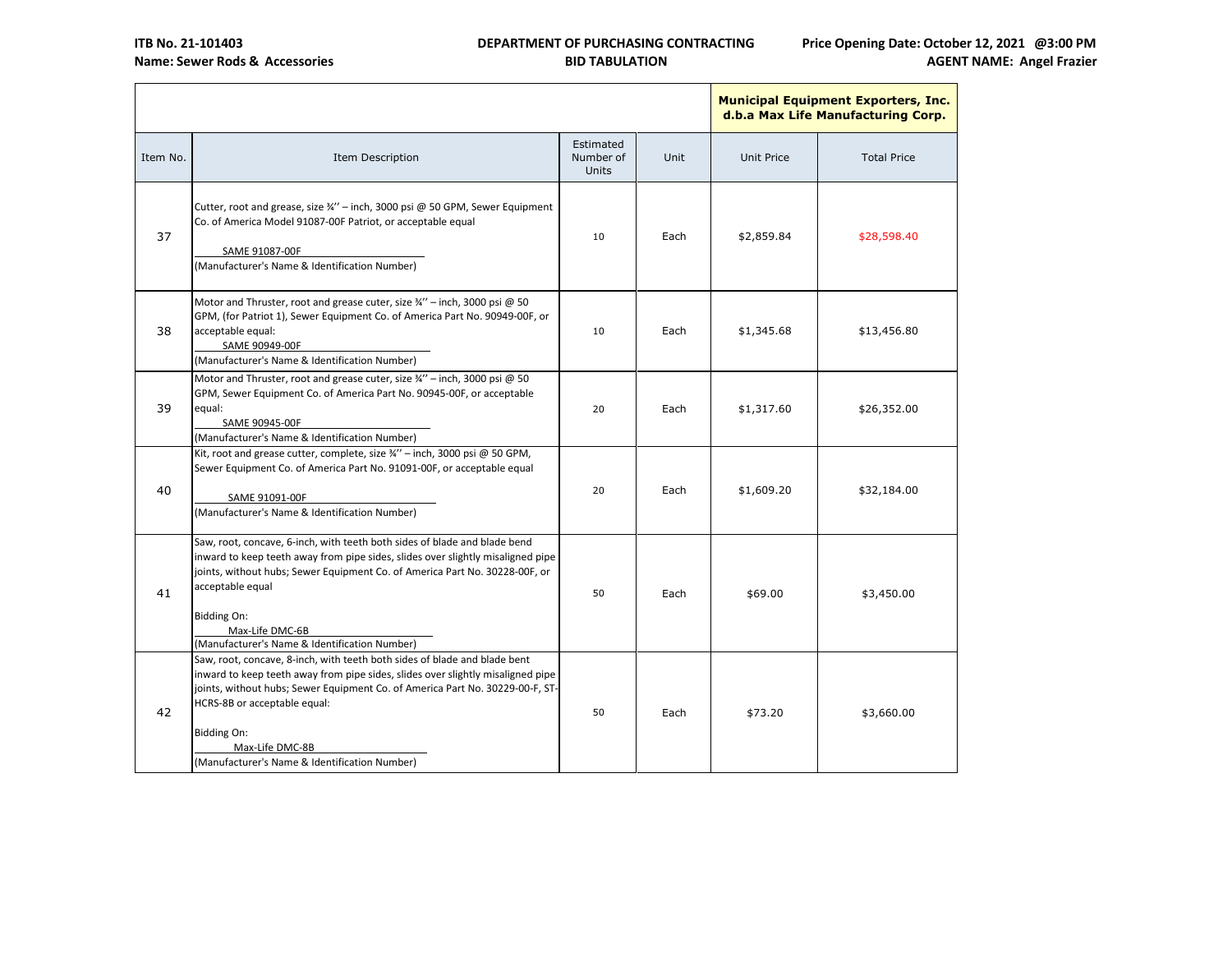**ITB No. 21-101403**
**Name: Sewer Rods & Accessories**

**DEPARTMENT OF PURCHASING CONTRACTING**
**BID TABULATION**

**Price Opening Date: October 12, 2021 @3:00 PM**
**AGENT NAME: Angel Frazier**

| | | | | Municipal Equipment Exporters, Inc. d.b.a Max Life Manufacturing Corp. | |
|---|---|---|---|---|---|
| Item No. | Item Description | Estimated Number of Units | Unit | Unit Price | Total Price |
| 37 | Cutter, root and grease, size ¾'' – inch, 3000 psi @ 50 GPM, Sewer Equipment Co. of America Model 91087-00F Patriot, or acceptable equal<br>SAME 91087-00F<br>(Manufacturer's Name & Identification Number) | 10 | Each | $2,859.84 | $28,598.40 |
| 38 | Motor and Thruster, root and grease cuter, size ¾'' – inch, 3000 psi @ 50 GPM, (for Patriot 1), Sewer Equipment Co. of America Part No. 90949-00F, or acceptable equal:<br>SAME 90949-00F<br>(Manufacturer's Name & Identification Number) | 10 | Each | $1,345.68 | $13,456.80 |
| 39 | Motor and Thruster, root and grease cuter, size ¾'' – inch, 3000 psi @ 50 GPM, Sewer Equipment Co. of America Part No. 90945-00F, or acceptable equal:<br>SAME 90945-00F<br>(Manufacturer's Name & Identification Number) | 20 | Each | $1,317.60 | $26,352.00 |
| 40 | Kit, root and grease cutter, complete, size ¾'' – inch, 3000 psi @ 50 GPM, Sewer Equipment Co. of America Part No. 91091-00F, or acceptable equal<br>SAME 91091-00F<br>(Manufacturer's Name & Identification Number) | 20 | Each | $1,609.20 | $32,184.00 |
| 41 | Saw, root, concave, 6-inch, with teeth both sides of blade and blade bend inward to keep teeth away from pipe sides, slides over slightly misaligned pipe joints, without hubs; Sewer Equipment Co. of America Part No. 30228-00F, or acceptable equal<br>Bidding On:<br>Max-Life DMC-6B<br>(Manufacturer's Name & Identification Number) | 50 | Each | $69.00 | $3,450.00 |
| 42 | Saw, root, concave, 8-inch, with teeth both sides of blade and blade bent inward to keep teeth away from pipe sides, slides over slightly misaligned pipe joints, without hubs; Sewer Equipment Co. of America Part No. 30229-00-F, ST-HCRS-8B or acceptable equal:<br>Bidding On:<br>Max-Life DMC-8B<br>(Manufacturer's Name & Identification Number) | 50 | Each | $73.20 | $3,660.00 |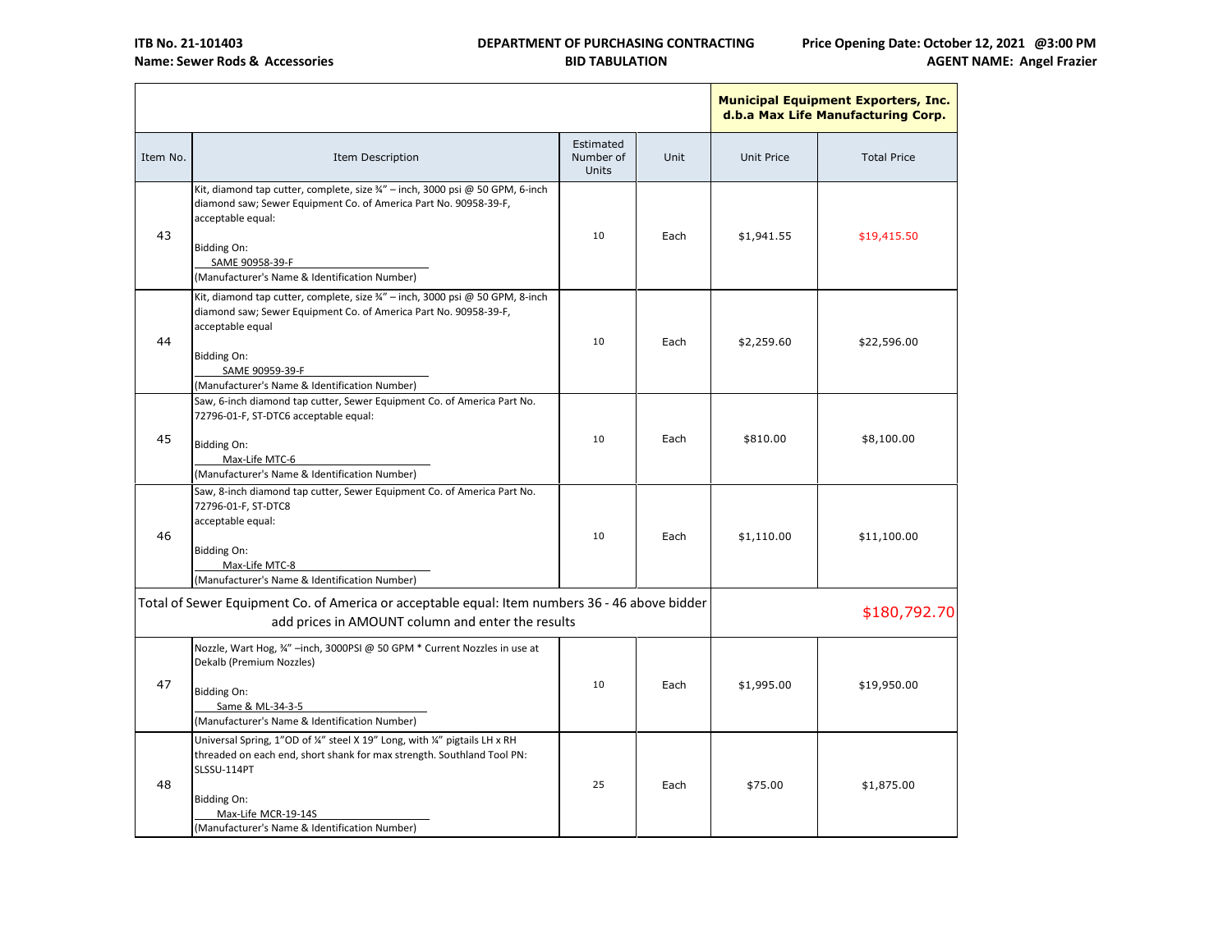**ITB No. 21-101403**
**Name: Sewer Rods & Accessories**

**DEPARTMENT OF PURCHASING CONTRACTING**
**BID TABULATION**

**Price Opening Date: October 12, 2021 @3:00 PM**
**AGENT NAME: Angel Frazier**

| | | | | Municipal Equipment Exporters, Inc. d.b.a Max Life Manufacturing Corp. | |
|---|---|---|---|---|---|
| Item No. | Item Description | Estimated Number of Units | Unit | Unit Price | Total Price |
| 43 | Kit, diamond tap cutter, complete, size ¾" – inch, 3000 psi @ 50 GPM, 6-inch diamond saw; Sewer Equipment Co. of America Part No. 90958-39-F, acceptable equal:<br><br>Bidding On:<br>SAME 90958-39-F<br>(Manufacturer's Name & Identification Number) | 10 | Each | $1,941.55 | $19,415.50 |
| 44 | Kit, diamond tap cutter, complete, size ¾" – inch, 3000 psi @ 50 GPM, 8-inch diamond saw; Sewer Equipment Co. of America Part No. 90958-39-F, acceptable equal<br><br>Bidding On:<br>SAME 90959-39-F<br>(Manufacturer's Name & Identification Number) | 10 | Each | $2,259.60 | $22,596.00 |
| 45 | Saw, 6-inch diamond tap cutter, Sewer Equipment Co. of America Part No. 72796-01-F, ST-DTC6 acceptable equal:<br><br>Bidding On:<br>Max-Life MTC-6<br>(Manufacturer's Name & Identification Number) | 10 | Each | $810.00 | $8,100.00 |
| 46 | Saw, 8-inch diamond tap cutter, Sewer Equipment Co. of America Part No. 72796-01-F, ST-DTC8<br>acceptable equal:<br><br>Bidding On:<br>Max-Life MTC-8<br>(Manufacturer's Name & Identification Number) | 10 | Each | $1,110.00 | $11,100.00 |
| Total of Sewer Equipment Co. of America or acceptable equal: Item numbers 36 - 46 above bidder add prices in AMOUNT column and enter the results | | | | | $180,792.70 |
| 47 | Nozzle, Wart Hog, ¾" –inch, 3000PSI @ 50 GPM * Current Nozzles in use at Dekalb (Premium Nozzles)<br><br>Bidding On:<br>Same & ML-34-3-5<br>(Manufacturer's Name & Identification Number) | 10 | Each | $1,995.00 | $19,950.00 |
| 48 | Universal Spring, 1"OD of ¼" steel X 19" Long, with ¼" pigtails LH x RH threaded on each end, short shank for max strength. Southland Tool PN: SLSSU-114PT<br><br>Bidding On:<br>Max-Life MCR-19-14S<br>(Manufacturer's Name & Identification Number) | 25 | Each | $75.00 | $1,875.00 |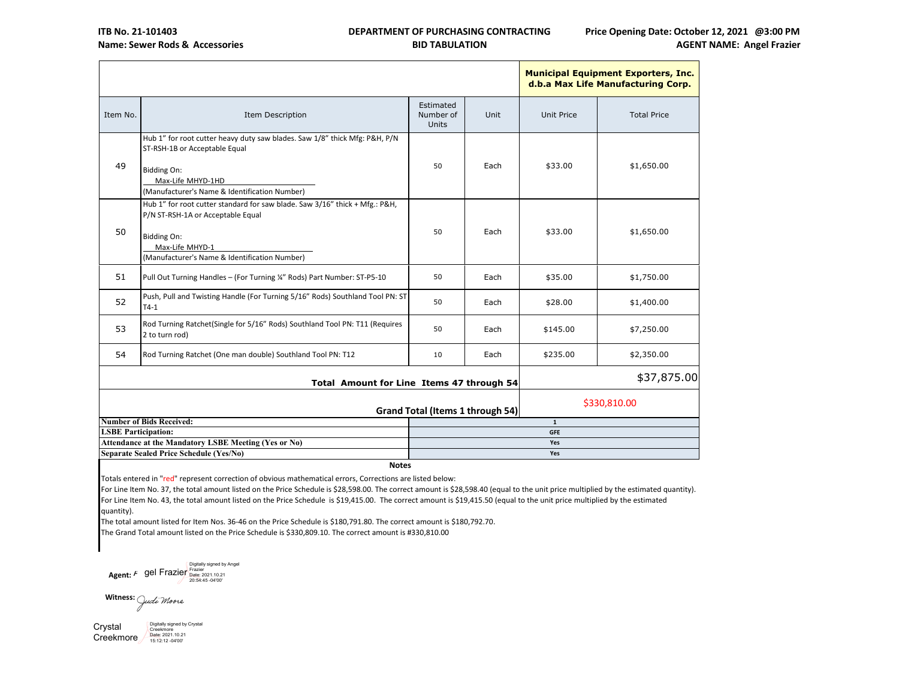ITB No. 21-101403
Name: Sewer Rods & Accessories

DEPARTMENT OF PURCHASING CONTRACTING
BID TABULATION

Price Opening Date: October 12, 2021 @3:00 PM
AGENT NAME: Angel Frazier

| | | | | Municipal Equipment Exporters, Inc. d.b.a Max Life Manufacturing Corp. | |
|---|---|---|---|---|---|
| Item No. | Item Description | Estimated Number of Units | Unit | Unit Price | Total Price |
| 49 | Hub 1" for root cutter heavy duty saw blades. Saw 1/8" thick Mfg: P&H, P/N ST-RSH-1B or Acceptable Equal<br><br>Bidding On:<br>Max-Life MHYD-1HD<br>(Manufacturer's Name & Identification Number) | 50 | Each | $33.00 | $1,650.00 |
| 50 | Hub 1" for root cutter standard for saw blade. Saw 3/16" thick + Mfg.: P&H, P/N ST-RSH-1A or Acceptable Equal<br><br>Bidding On:<br>Max-Life MHYD-1<br>(Manufacturer's Name & Identification Number) | 50 | Each | $33.00 | $1,650.00 |
| 51 | Pull Out Turning Handles – (For Turning ¼" Rods) Part Number: ST-P5-10 | 50 | Each | $35.00 | $1,750.00 |
| 52 | Push, Pull and Twisting Handle (For Turning 5/16" Rods) Southland Tool PN: ST T4-1 | 50 | Each | $28.00 | $1,400.00 |
| 53 | Rod Turning Ratchet(Single for 5/16" Rods) Southland Tool PN: T11 (Requires 2 to turn rod) | 50 | Each | $145.00 | $7,250.00 |
| 54 | Rod Turning Ratchet (One man double) Southland Tool PN: T12 | 10 | Each | $235.00 | $2,350.00 |
| | **Total Amount for Line Items 47 through 54** | | | $37,875.00 | |
| | **Grand Total (Items 1 through 54)** | | | $330,810.00 | |
| **Number of Bids Received:** | | | | 1 | |
| **LSBE Participation:** | | | | GFE | |
| **Attendance at the Mandatory LSBE Meeting (Yes or No)** | | | | Yes | |
| **Separate Sealed Price Schedule (Yes/No)** | | | | Yes | |

**Notes**

Totals entered in "red" represent correction of obvious mathematical errors, Corrections are listed below:
For Line Item No. 37, the total amount listed on the Price Schedule is $28,598.00. The correct amount is $28,598.40 (equal to the unit price multiplied by the estimated quantity).
For Line Item No. 43, the total amount listed on the Price Schedule is $19,415.00. The correct amount is $19,415.50 (equal to the unit price multiplied by the estimated quantity).
The total amount listed for Item Nos. 36-46 on the Price Schedule is $180,791.80. The correct amount is $180,792.70.
The Grand Total amount listed on the Price Schedule is $330,809.10. The correct amount is #330,810.00

Agent: Angel Frazier — Digitally signed by Angel Frazier Date: 2021.10.21 20:54:45 -04'00'

Witness: Judi Moore

Crystal Creekmore — Digitally signed by Crystal Creekmore Date: 2021.10.21 15:12:12 -04'00'